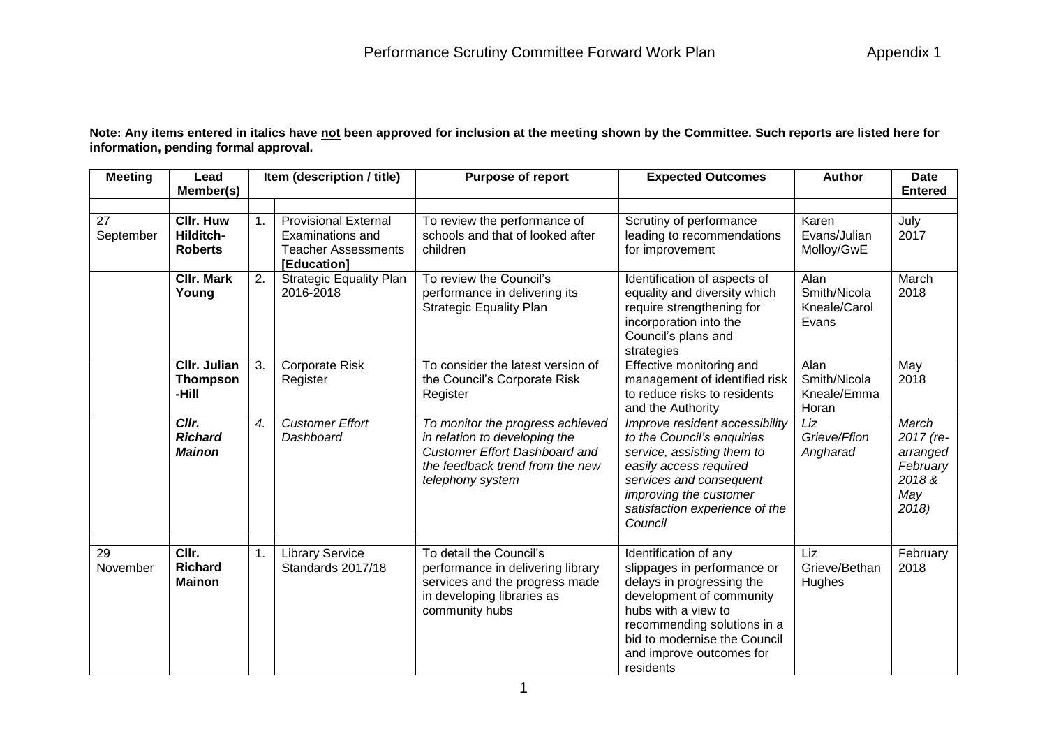# Performance Scrutiny Committee Forward Work Plan

Appendix 1

**Note: Any items entered in italics have not been approved for inclusion at the meeting shown by the Committee. Such reports are listed here for information, pending formal approval.**

| Meeting | Lead Member(s) | | Item (description / title) | Purpose of report | Expected Outcomes | Author | Date Entered |
|---|---|---|---|---|---|---|---|
| 27 September | **Cllr. Huw Hilditch-Roberts** | 1. | Provisional External Examinations and Teacher Assessments **[Education]** | To review the performance of schools and that of looked after children | Scrutiny of performance leading to recommendations for improvement | Karen Evans/Julian Molloy/GwE | July 2017 |
| | **Cllr. Mark Young** | 2. | Strategic Equality Plan 2016-2018 | To review the Council's performance in delivering its Strategic Equality Plan | Identification of aspects of equality and diversity which require strengthening for incorporation into the Council's plans and strategies | Alan Smith/Nicola Kneale/Carol Evans | March 2018 |
| | **Cllr. Julian Thompson-Hill** | 3. | Corporate Risk Register | To consider the latest version of the Council's Corporate Risk Register | Effective monitoring and management of identified risk to reduce risks to residents and the Authority | Alan Smith/Nicola Kneale/Emma Horan | May 2018 |
| | ***Cllr. Richard Mainon*** | *4.* | *Customer Effort Dashboard* | *To monitor the progress achieved in relation to developing the Customer Effort Dashboard and the feedback trend from the new telephony system* | *Improve resident accessibility to the Council's enquiries service, assisting them to easily access required services and consequent improving the customer satisfaction experience of the Council* | *Liz Grieve/Ffion Angharad* | *March 2017 (re-arranged February 2018 & May 2018)* |
| 29 November | **Cllr. Richard Mainon** | 1. | Library Service Standards 2017/18 | To detail the Council's performance in delivering library services and the progress made in developing libraries as community hubs | Identification of any slippages in performance or delays in progressing the development of community hubs with a view to recommending solutions in a bid to modernise the Council and improve outcomes for residents | Liz Grieve/Bethan Hughes | February 2018 |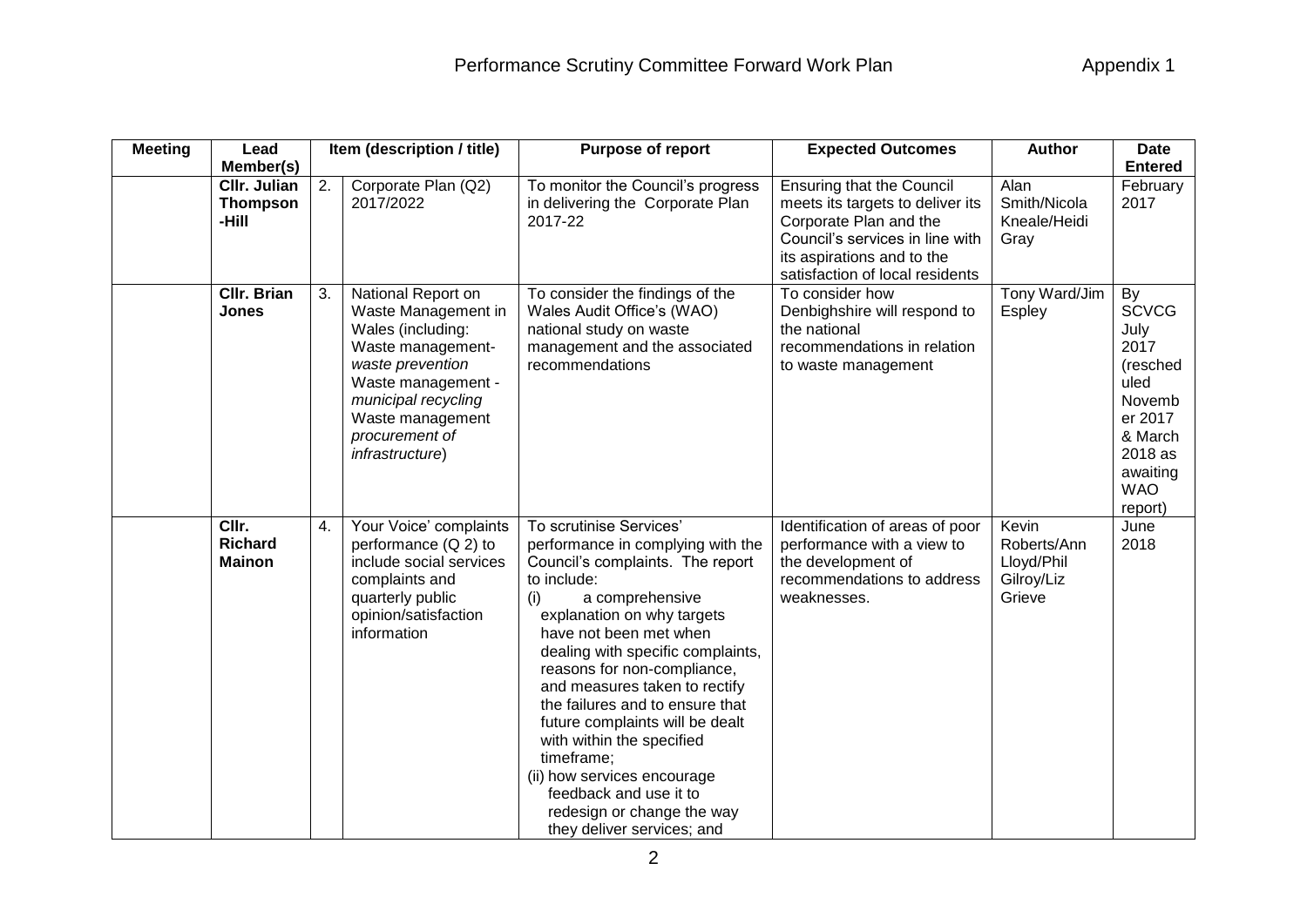# Performance Scrutiny Committee Forward Work Plan

Appendix 1

| Meeting | Lead Member(s) | Item (description / title) | | Purpose of report | Expected Outcomes | Author | Date Entered |
|---|---|---|---|---|---|---|---|
| | **Cllr. Julian Thompson -Hill** | 2. | Corporate Plan (Q2) 2017/2022 | To monitor the Council's progress in delivering the Corporate Plan 2017-22 | Ensuring that the Council meets its targets to deliver its Corporate Plan and the Council's services in line with its aspirations and to the satisfaction of local residents | Alan Smith/Nicola Kneale/Heidi Gray | February 2017 |
| | **Cllr. Brian Jones** | 3. | National Report on Waste Management in Wales (including: Waste management- *waste prevention* Waste management - *municipal recycling* Waste management *procurement of infrastructure*) | To consider the findings of the Wales Audit Office's (WAO) national study on waste management and the associated recommendations | To consider how Denbighshire will respond to the national recommendations in relation to waste management | Tony Ward/Jim Espley | By SCVCG July 2017 (rescheduled November 2017 & March 2018 as awaiting WAO report) |
| | **Cllr. Richard Mainon** | 4. | Your Voice' complaints performance (Q 2) to include social services complaints and quarterly public opinion/satisfaction information | To scrutinise Services' performance in complying with the Council's complaints. The report to include: (i) a comprehensive explanation on why targets have not been met when dealing with specific complaints, reasons for non-compliance, and measures taken to rectify the failures and to ensure that future complaints will be dealt with within the specified timeframe; (ii) how services encourage feedback and use it to redesign or change the way they deliver services; and | Identification of areas of poor performance with a view to the development of recommendations to address weaknesses. | Kevin Roberts/Ann Lloyd/Phil Gilroy/Liz Grieve | June 2018 |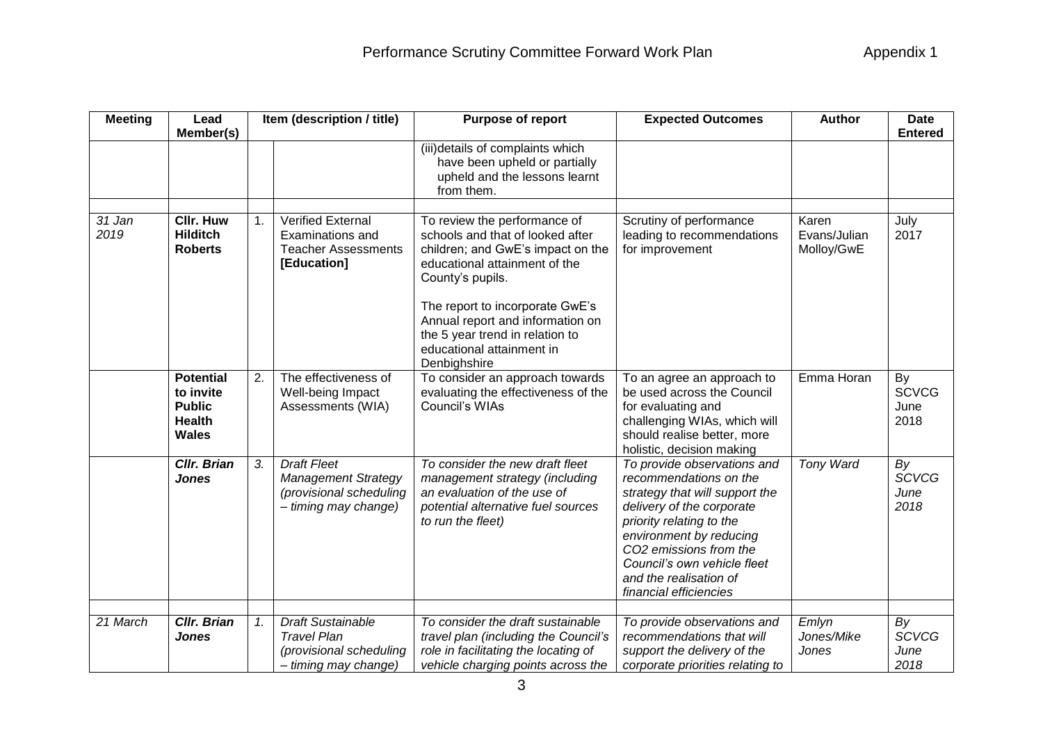| Meeting | Lead Member(s) | Item (description / title) | | Purpose of report | Expected Outcomes | Author | Date Entered |
|---|---|---|---|---|---|---|---|
| | | | | (iii)details of complaints which have been upheld or partially upheld and the lessons learnt from them. | | | |
| | | | | | | | |
| *31 Jan 2019* | **Cllr. Huw Hilditch Roberts** | 1. | Verified External Examinations and Teacher Assessments **[Education]** | To review the performance of schools and that of looked after children; and GwE's impact on the educational attainment of the County's pupils.<br><br>The report to incorporate GwE's Annual report and information on the 5 year trend in relation to educational attainment in Denbighshire | Scrutiny of performance leading to recommendations for improvement | Karen Evans/Julian Molloy/GwE | July 2017 |
| | **Potential to invite Public Health Wales** | 2. | The effectiveness of Well-being Impact Assessments (WIA) | To consider an approach towards evaluating the effectiveness of the Council's WIAs | To an agree an approach to be used across the Council for evaluating and challenging WIAs, which will should realise better, more holistic, decision making | Emma Horan | By SCVCG June 2018 |
| | ***Cllr. Brian Jones*** | *3.* | *Draft Fleet Management Strategy (provisional scheduling – timing may change)* | *To consider the new draft fleet management strategy (including an evaluation of the use of potential alternative fuel sources to run the fleet)* | *To provide observations and recommendations on the strategy that will support the delivery of the corporate priority relating to the environment by reducing CO2 emissions from the Council's own vehicle fleet and the realisation of financial efficiencies* | *Tony Ward* | *By SCVCG June 2018* |
| | | | | | | | |
| *21 March* | ***Cllr. Brian Jones*** | *1.* | *Draft Sustainable Travel Plan (provisional scheduling – timing may change)* | *To consider the draft sustainable travel plan (including the Council's role in facilitating the locating of vehicle charging points across the* | *To provide observations and recommendations that will support the delivery of the corporate priorities relating to* | *Emlyn Jones/Mike Jones* | *By SCVCG June 2018* |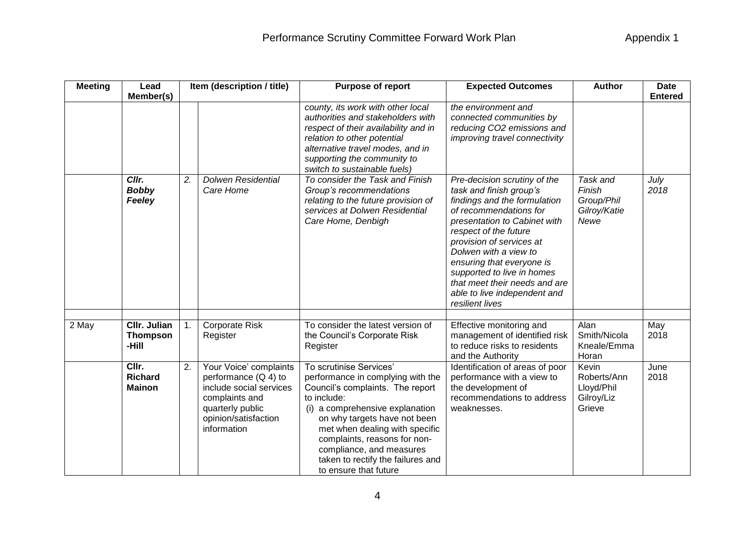# Performance Scrutiny Committee Forward Work Plan

Appendix 1

| Meeting | Lead Member(s) | Item (description / title) | | Purpose of report | Expected Outcomes | Author | Date Entered |
|---|---|---|---|---|---|---|---|
| | | | | *county, its work with other local authorities and stakeholders with respect of their availability and in relation to other potential alternative travel modes, and in supporting the community to switch to sustainable fuels)* | *the environment and connected communities by reducing CO2 emissions and improving travel connectivity* | | |
| | ***Cllr. Bobby Feeley*** | *2.* | *Dolwen Residential Care Home* | *To consider the Task and Finish Group's recommendations relating to the future provision of services at Dolwen Residential Care Home, Denbigh* | *Pre-decision scrutiny of the task and finish group's findings and the formulation of recommendations for presentation to Cabinet with respect of the future provision of services at Dolwen with a view to ensuring that everyone is supported to live in homes that meet their needs and are able to live independent and resilient lives* | *Task and Finish Group/Phil Gilroy/Katie Newe* | *July 2018* |
| | | | | | | | |
| 2 May | **Cllr. Julian Thompson -Hill** | 1. | Corporate Risk Register | To consider the latest version of the Council's Corporate Risk Register | Effective monitoring and management of identified risk to reduce risks to residents and the Authority | Alan Smith/Nicola Kneale/Emma Horan | May 2018 |
| | **Cllr. Richard Mainon** | 2. | Your Voice' complaints performance (Q 4) to include social services complaints and quarterly public opinion/satisfaction information | To scrutinise Services' performance in complying with the Council's complaints. The report to include:<br>(i) a comprehensive explanation on why targets have not been met when dealing with specific complaints, reasons for non-compliance, and measures taken to rectify the failures and to ensure that future | Identification of areas of poor performance with a view to the development of recommendations to address weaknesses. | Kevin Roberts/Ann Lloyd/Phil Gilroy/Liz Grieve | June 2018 |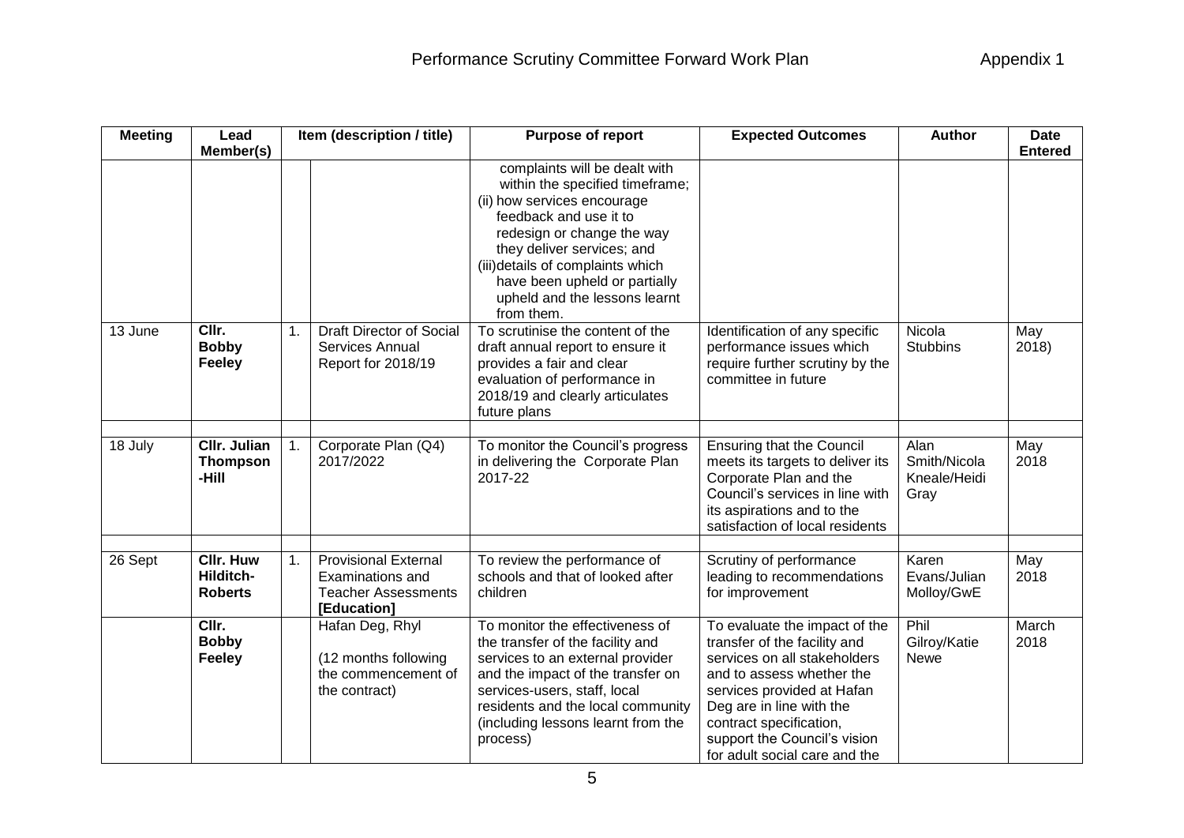| Meeting | Lead Member(s) | Item (description / title) | | Purpose of report | Expected Outcomes | Author | Date Entered |
|---|---|---|---|---|---|---|---|
| | | | | complaints will be dealt with within the specified timeframe; (ii) how services encourage feedback and use it to redesign or change the way they deliver services; and (iii)details of complaints which have been upheld or partially upheld and the lessons learnt from them. | | | |
| 13 June | **Cllr. Bobby Feeley** | 1. | Draft Director of Social Services Annual Report for 2018/19 | To scrutinise the content of the draft annual report to ensure it provides a fair and clear evaluation of performance in 2018/19 and clearly articulates future plans | Identification of any specific performance issues which require further scrutiny by the committee in future | Nicola Stubbins | May 2018) |
| | | | | | | | |
| 18 July | **Cllr. Julian Thompson -Hill** | 1. | Corporate Plan (Q4) 2017/2022 | To monitor the Council's progress in delivering the Corporate Plan 2017-22 | Ensuring that the Council meets its targets to deliver its Corporate Plan and the Council's services in line with its aspirations and to the satisfaction of local residents | Alan Smith/Nicola Kneale/Heidi Gray | May 2018 |
| | | | | | | | |
| 26 Sept | **Cllr. Huw Hilditch-Roberts** | 1. | Provisional External Examinations and Teacher Assessments **[Education]** | To review the performance of schools and that of looked after children | Scrutiny of performance leading to recommendations for improvement | Karen Evans/Julian Molloy/GwE | May 2018 |
| | **Cllr. Bobby Feeley** | | Hafan Deg, Rhyl<br><br>(12 months following the commencement of the contract) | To monitor the effectiveness of the transfer of the facility and services to an external provider and the impact of the transfer on services-users, staff, local residents and the local community (including lessons learnt from the process) | To evaluate the impact of the transfer of the facility and services on all stakeholders and to assess whether the services provided at Hafan Deg are in line with the contract specification, support the Council's vision for adult social care and the | Phil Gilroy/Katie Newe | March 2018 |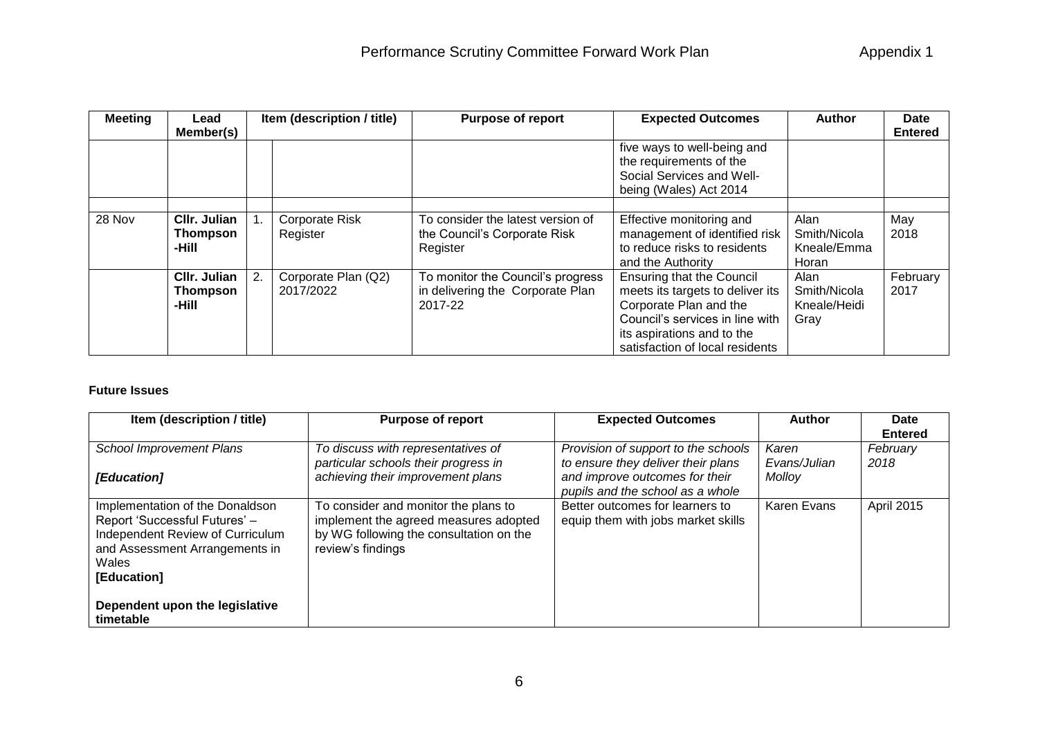# Performance Scrutiny Committee Forward Work Plan

Appendix 1

| Meeting | Lead Member(s) | Item (description / title) | | Purpose of report | Expected Outcomes | Author | Date Entered |
|---|---|---|---|---|---|---|---|
| | | | | | five ways to well-being and the requirements of the Social Services and Well-being (Wales) Act 2014 | | |
| | | | | | | | |
| 28 Nov | **Cllr. Julian Thompson-Hill** | 1. | Corporate Risk Register | To consider the latest version of the Council's Corporate Risk Register | Effective monitoring and management of identified risk to reduce risks to residents and the Authority | Alan Smith/Nicola Kneale/Emma Horan | May 2018 |
| | **Cllr. Julian Thompson-Hill** | 2. | Corporate Plan (Q2) 2017/2022 | To monitor the Council's progress in delivering the Corporate Plan 2017-22 | Ensuring that the Council meets its targets to deliver its Corporate Plan and the Council's services in line with its aspirations and to the satisfaction of local residents | Alan Smith/Nicola Kneale/Heidi Gray | February 2017 |

**Future Issues**

| Item (description / title) | Purpose of report | Expected Outcomes | Author | Date Entered |
|---|---|---|---|---|
| *School Improvement Plans*<br><br>***[Education]*** | *To discuss with representatives of particular schools their progress in achieving their improvement plans* | *Provision of support to the schools to ensure they deliver their plans and improve outcomes for their pupils and the school as a whole* | *Karen Evans/Julian Molloy* | *February 2018* |
| Implementation of the Donaldson Report 'Successful Futures' – Independent Review of Curriculum and Assessment Arrangements in Wales<br>**[Education]**<br><br>**Dependent upon the legislative timetable** | To consider and monitor the plans to implement the agreed measures adopted by WG following the consultation on the review's findings | Better outcomes for learners to equip them with jobs market skills | Karen Evans | April 2015 |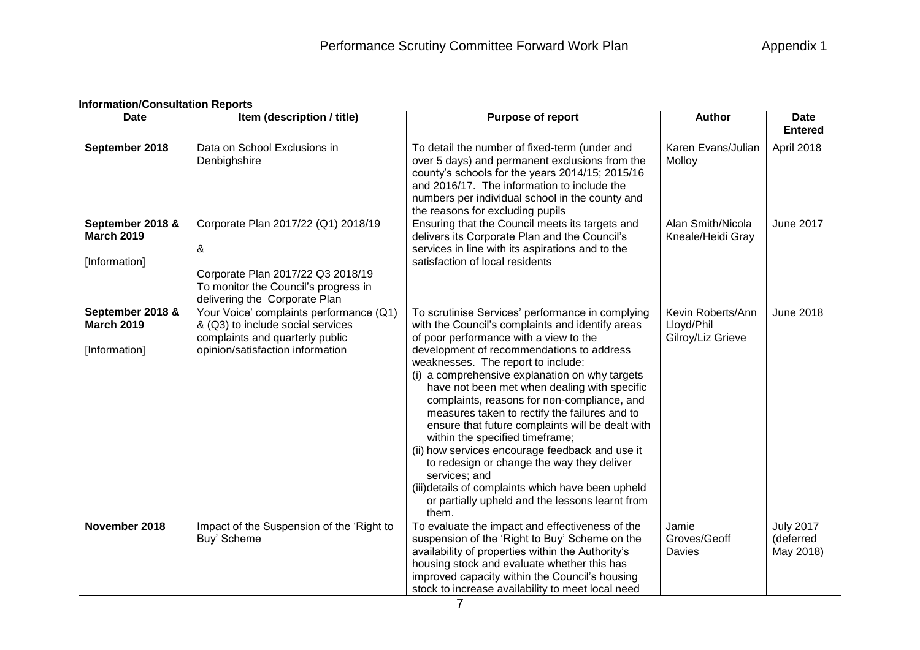## Information/Consultation Reports

| Date | Item (description / title) | Purpose of report | Author | Date Entered |
|---|---|---|---|---|
| **September 2018** | Data on School Exclusions in Denbighshire | To detail the number of fixed-term (under and over 5 days) and permanent exclusions from the county's schools for the years 2014/15; 2015/16 and 2016/17. The information to include the numbers per individual school in the county and the reasons for excluding pupils | Karen Evans/Julian Molloy | April 2018 |
| **September 2018 & March 2019**<br><br>[Information] | Corporate Plan 2017/22 (Q1) 2018/19<br><br>&<br><br>Corporate Plan 2017/22 Q3 2018/19 To monitor the Council's progress in delivering the Corporate Plan | Ensuring that the Council meets its targets and delivers its Corporate Plan and the Council's services in line with its aspirations and to the satisfaction of local residents | Alan Smith/Nicola Kneale/Heidi Gray | June 2017 |
| **September 2018 & March 2019**<br><br>[Information] | Your Voice' complaints performance (Q1) & (Q3) to include social services complaints and quarterly public opinion/satisfaction information | To scrutinise Services' performance in complying with the Council's complaints and identify areas of poor performance with a view to the development of recommendations to address weaknesses. The report to include:<br>(i) a comprehensive explanation on why targets have not been met when dealing with specific complaints, reasons for non-compliance, and measures taken to rectify the failures and to ensure that future complaints will be dealt with within the specified timeframe;<br>(ii) how services encourage feedback and use it to redesign or change the way they deliver services; and<br>(iii)details of complaints which have been upheld or partially upheld and the lessons learnt from them. | Kevin Roberts/Ann Lloyd/Phil Gilroy/Liz Grieve | June 2018 |
| **November 2018** | Impact of the Suspension of the 'Right to Buy' Scheme | To evaluate the impact and effectiveness of the suspension of the 'Right to Buy' Scheme on the availability of properties within the Authority's housing stock and evaluate whether this has improved capacity within the Council's housing stock to increase availability to meet local need | Jamie Groves/Geoff Davies | July 2017 (deferred May 2018) |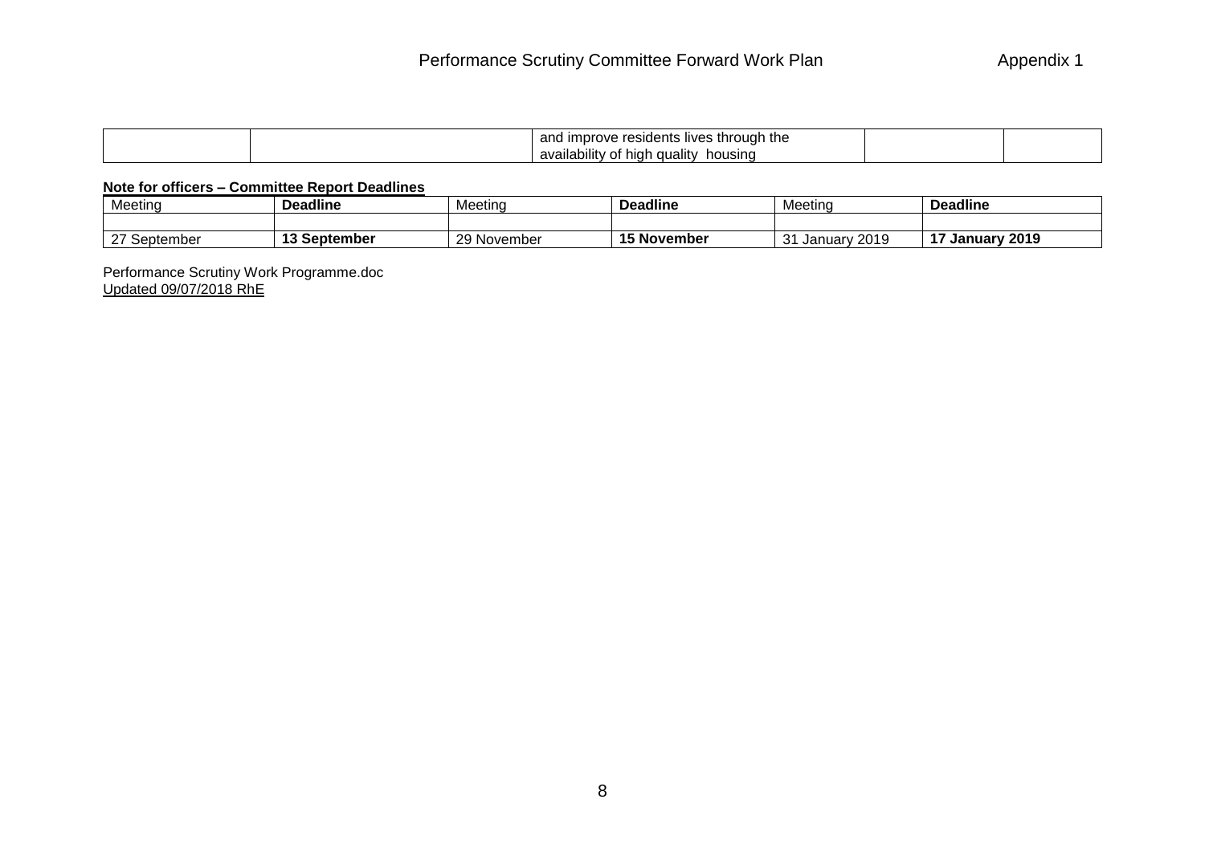| | | | | |
|---|---|---|---|---|
| | | and improve residents lives through the availability of high quality housing | | |

**Note for officers – Committee Report Deadlines**

| Meeting | **Deadline** | Meeting | **Deadline** | Meeting | **Deadline** |
|---|---|---|---|---|---|
| | | | | | |
| 27 September | **13 September** | 29 November | **15 November** | 31 January 2019 | **17 January 2019** |

Performance Scrutiny Work Programme.doc
Updated 09/07/2018 RhE